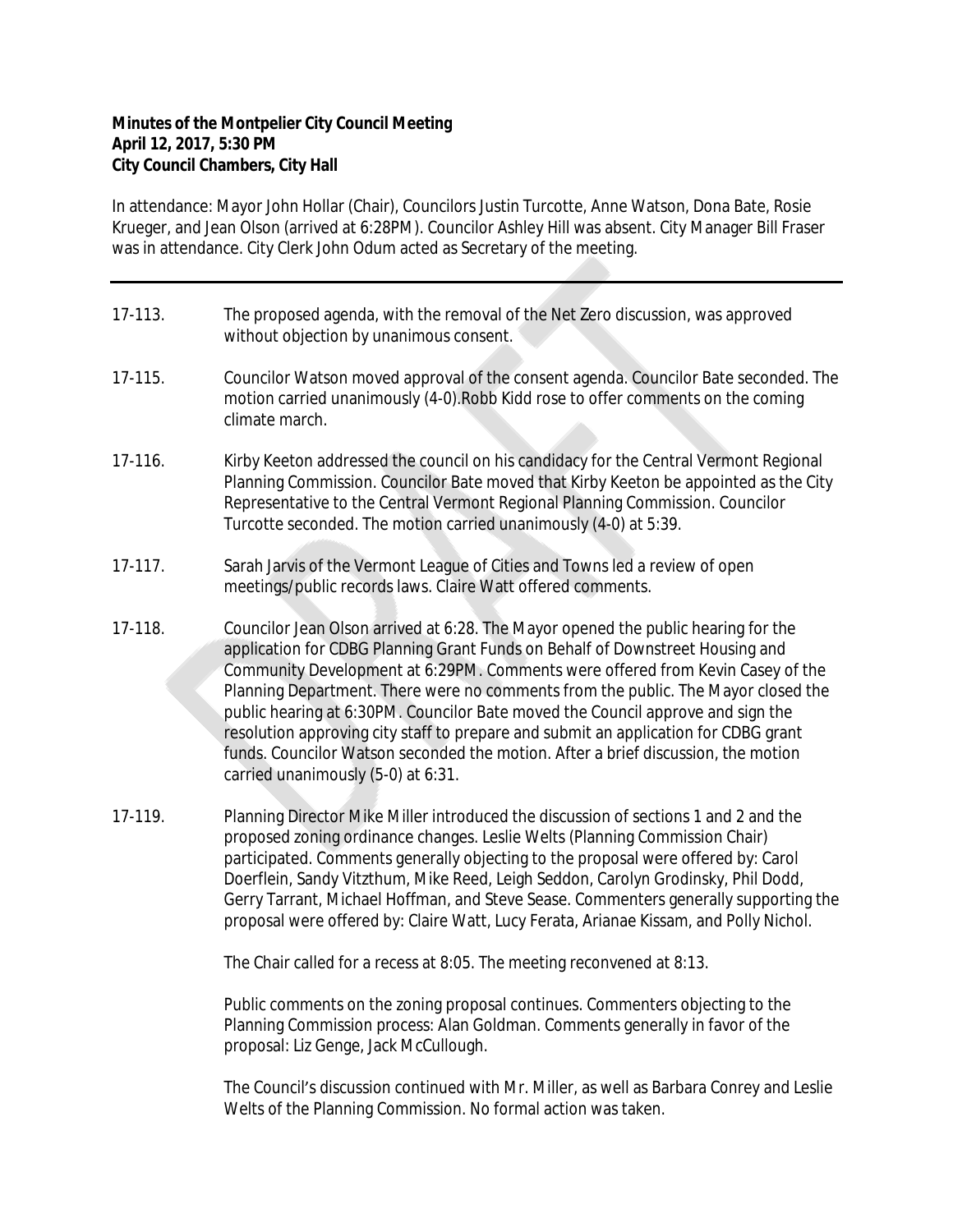**Minutes of the Montpelier City Council Meeting**
**April 12, 2017, 5:30 PM**
**City Council Chambers, City Hall**

In attendance: Mayor John Hollar (Chair), Councilors Justin Turcotte, Anne Watson, Dona Bate, Rosie Krueger, and Jean Olson (arrived at 6:28PM). Councilor Ashley Hill was absent. City Manager Bill Fraser was in attendance. City Clerk John Odum acted as Secretary of the meeting.

---

17-113. The proposed agenda, with the removal of the Net Zero discussion, was approved without objection by unanimous consent.

17-115. Councilor Watson moved approval of the consent agenda. Councilor Bate seconded. The motion carried unanimously (4-0).Robb Kidd rose to offer comments on the coming climate march.

17-116. Kirby Keeton addressed the council on his candidacy for the Central Vermont Regional Planning Commission. Councilor Bate moved that Kirby Keeton be appointed as the City Representative to the Central Vermont Regional Planning Commission. Councilor Turcotte seconded. The motion carried unanimously (4-0) at 5:39.

17-117. Sarah Jarvis of the Vermont League of Cities and Towns led a review of open meetings/public records laws. Claire Watt offered comments.

17-118. Councilor Jean Olson arrived at 6:28. The Mayor opened the public hearing for the application for CDBG Planning Grant Funds on Behalf of Downstreet Housing and Community Development at 6:29PM. Comments were offered from Kevin Casey of the Planning Department. There were no comments from the public. The Mayor closed the public hearing at 6:30PM. Councilor Bate moved the Council approve and sign the resolution approving city staff to prepare and submit an application for CDBG grant funds. Councilor Watson seconded the motion. After a brief discussion, the motion carried unanimously (5-0) at 6:31.

17-119. Planning Director Mike Miller introduced the discussion of sections 1 and 2 and the proposed zoning ordinance changes. Leslie Welts (Planning Commission Chair) participated. Comments generally objecting to the proposal were offered by: Carol Doerflein, Sandy Vitzthum, Mike Reed, Leigh Seddon, Carolyn Grodinsky, Phil Dodd, Gerry Tarrant, Michael Hoffman, and Steve Sease. Commenters generally supporting the proposal were offered by: Claire Watt, Lucy Ferata, Arianae Kissam, and Polly Nichol.

The Chair called for a recess at 8:05. The meeting reconvened at 8:13.

Public comments on the zoning proposal continues. Commenters objecting to the Planning Commission process: Alan Goldman. Comments generally in favor of the proposal: Liz Genge, Jack McCullough.

The Council's discussion continued with Mr. Miller, as well as Barbara Conrey and Leslie Welts of the Planning Commission. No formal action was taken.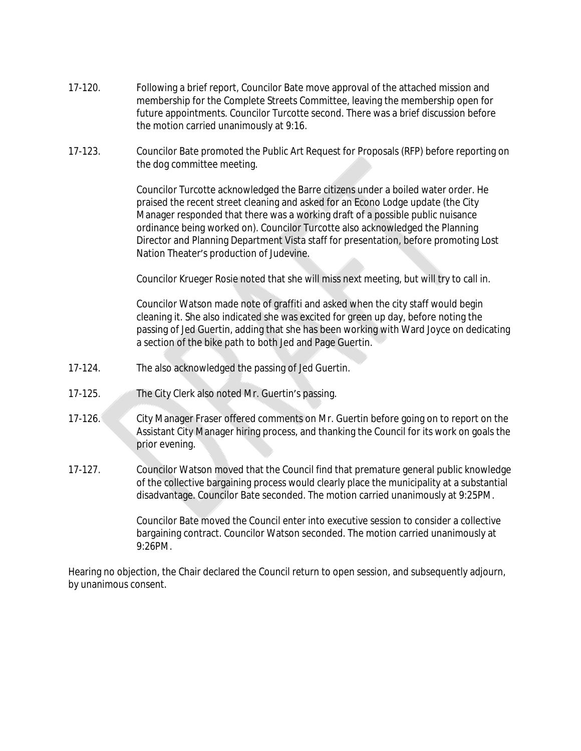17-120. Following a brief report, Councilor Bate move approval of the attached mission and membership for the Complete Streets Committee, leaving the membership open for future appointments. Councilor Turcotte second. There was a brief discussion before the motion carried unanimously at 9:16.

17-123. Councilor Bate promoted the Public Art Request for Proposals (RFP) before reporting on the dog committee meeting.

Councilor Turcotte acknowledged the Barre citizens under a boiled water order. He praised the recent street cleaning and asked for an Econo Lodge update (the City Manager responded that there was a working draft of a possible public nuisance ordinance being worked on). Councilor Turcotte also acknowledged the Planning Director and Planning Department Vista staff for presentation, before promoting Lost Nation Theater's production of Judevine.

Councilor Krueger Rosie noted that she will miss next meeting, but will try to call in.

Councilor Watson made note of graffiti and asked when the city staff would begin cleaning it. She also indicated she was excited for green up day, before noting the passing of Jed Guertin, adding that she has been working with Ward Joyce on dedicating a section of the bike path to both Jed and Page Guertin.

17-124. The also acknowledged the passing of Jed Guertin.

17-125. The City Clerk also noted Mr. Guertin's passing.

17-126. City Manager Fraser offered comments on Mr. Guertin before going on to report on the Assistant City Manager hiring process, and thanking the Council for its work on goals the prior evening.

17-127. Councilor Watson moved that the Council find that premature general public knowledge of the collective bargaining process would clearly place the municipality at a substantial disadvantage. Councilor Bate seconded. The motion carried unanimously at 9:25PM.

Councilor Bate moved the Council enter into executive session to consider a collective bargaining contract. Councilor Watson seconded. The motion carried unanimously at 9:26PM.

Hearing no objection, the Chair declared the Council return to open session, and subsequently adjourn, by unanimous consent.